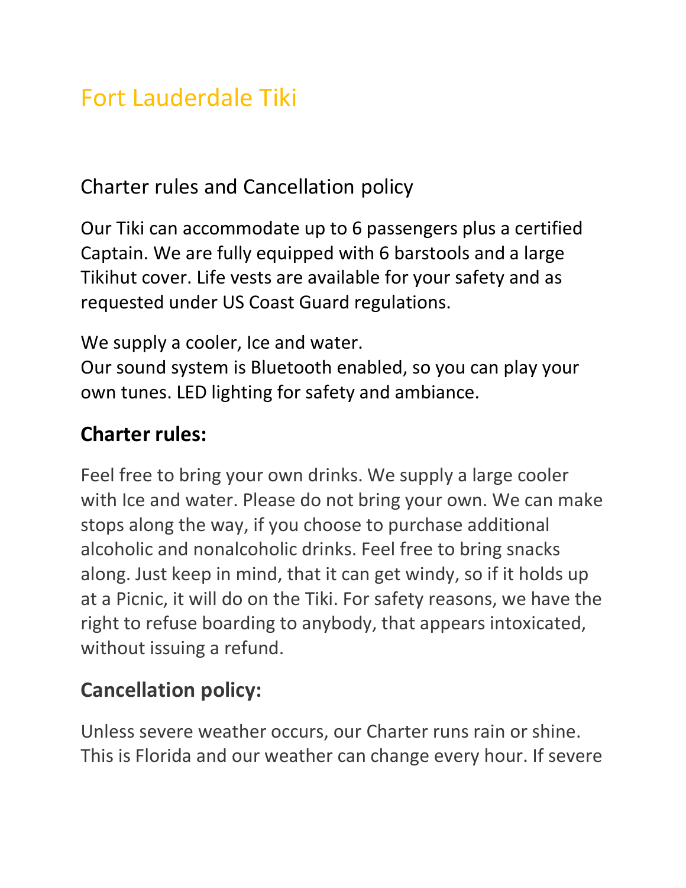# Fort Lauderdale Tiki

## Charter rules and Cancellation policy

Our Tiki can accommodate up to 6 passengers plus a certified Captain. We are fully equipped with 6 barstools and a large Tikihut cover. Life vests are available for your safety and as requested under US Coast Guard regulations.

We supply a cooler, Ice and water.
Our sound system is Bluetooth enabled, so you can play your own tunes. LED lighting for safety and ambiance.

### Charter rules:

Feel free to bring your own drinks. We supply a large cooler with Ice and water. Please do not bring your own. We can make stops along the way, if you choose to purchase additional alcoholic and nonalcoholic drinks. Feel free to bring snacks along. Just keep in mind, that it can get windy, so if it holds up at a Picnic, it will do on the Tiki. For safety reasons, we have the right to refuse boarding to anybody, that appears intoxicated, without issuing a refund.

### Cancellation policy:

Unless severe weather occurs, our Charter runs rain or shine. This is Florida and our weather can change every hour. If severe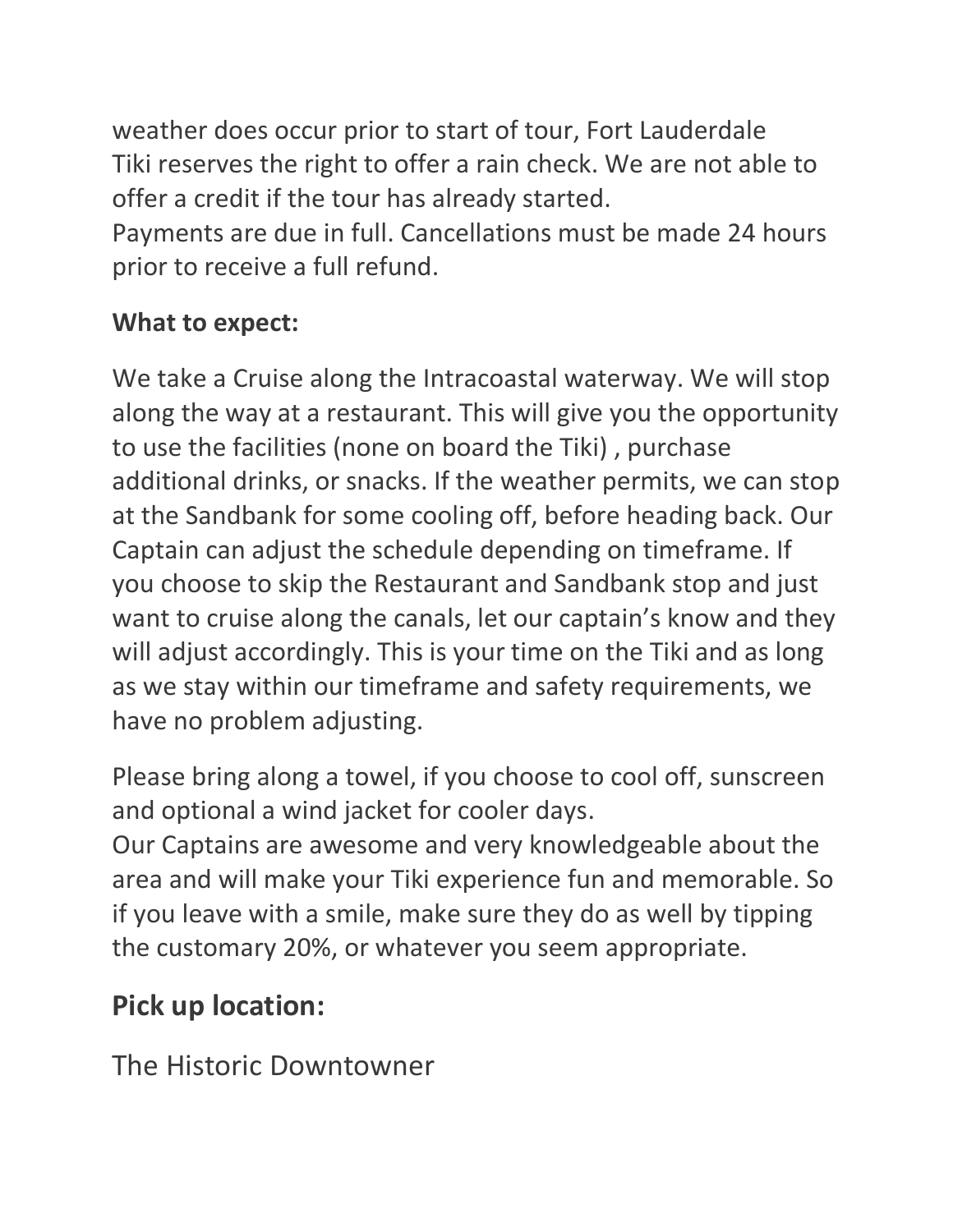weather does occur prior to start of tour, Fort Lauderdale Tiki reserves the right to offer a rain check. We are not able to offer a credit if the tour has already started.
Payments are due in full. Cancellations must be made 24 hours prior to receive a full refund.

**What to expect:**

We take a Cruise along the Intracoastal waterway. We will stop along the way at a restaurant. This will give you the opportunity to use the facilities (none on board the Tiki) , purchase additional drinks, or snacks. If the weather permits, we can stop at the Sandbank for some cooling off, before heading back. Our Captain can adjust the schedule depending on timeframe. If you choose to skip the Restaurant and Sandbank stop and just want to cruise along the canals, let our captain's know and they will adjust accordingly. This is your time on the Tiki and as long as we stay within our timeframe and safety requirements, we have no problem adjusting.

Please bring along a towel, if you choose to cool off, sunscreen and optional a wind jacket for cooler days.
Our Captains are awesome and very knowledgeable about the area and will make your Tiki experience fun and memorable. So if you leave with a smile, make sure they do as well by tipping the customary 20%, or whatever you seem appropriate.

## Pick up location:

The Historic Downtowner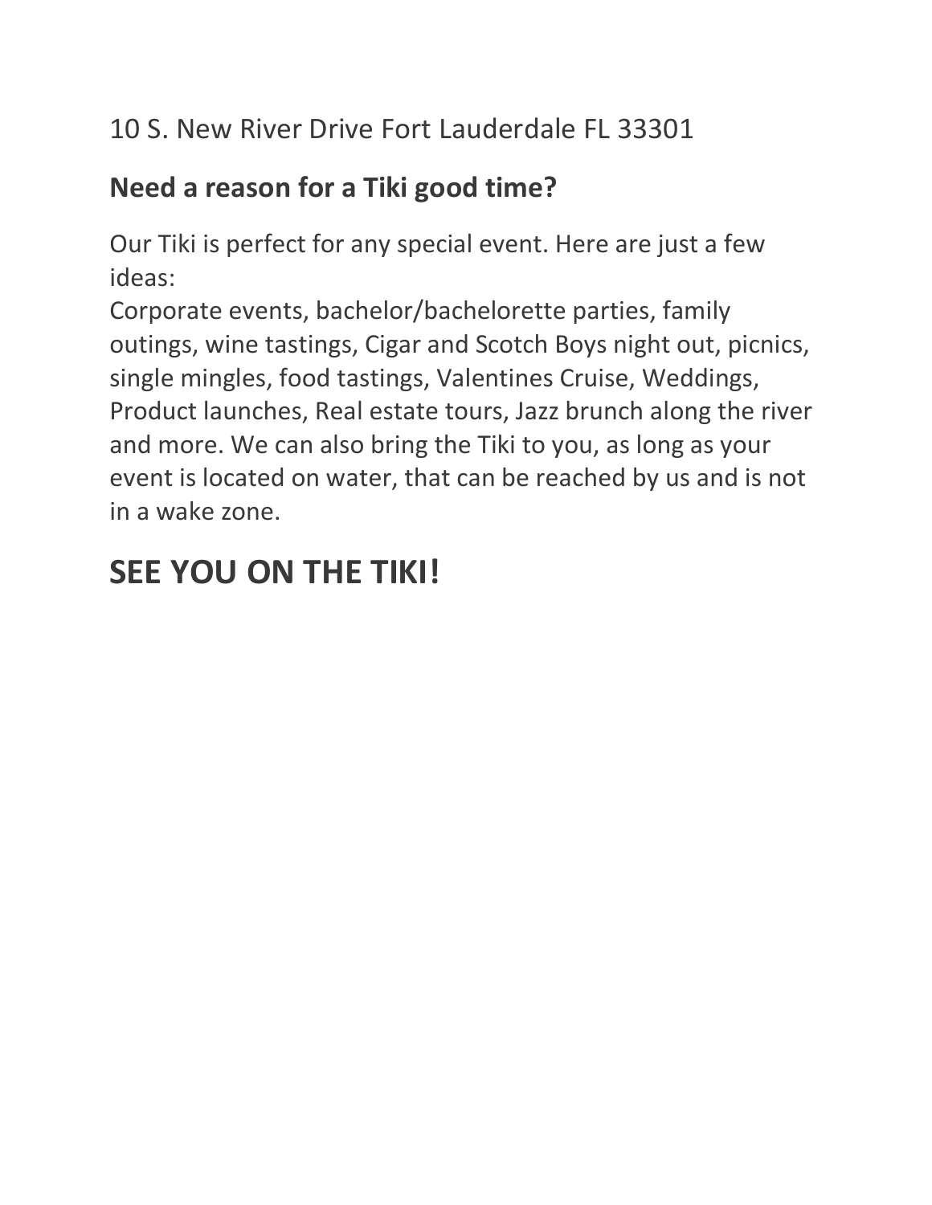10 S. New River Drive Fort Lauderdale FL 33301

## Need a reason for a Tiki good time?

Our Tiki is perfect for any special event. Here are just a few ideas:
Corporate events, bachelor/bachelorette parties, family outings, wine tastings, Cigar and Scotch Boys night out, picnics, single mingles, food tastings, Valentines Cruise, Weddings, Product launches, Real estate tours, Jazz brunch along the river and more. We can also bring the Tiki to you, as long as your event is located on water, that can be reached by us and is not in a wake zone.

# SEE YOU ON THE TIKI!